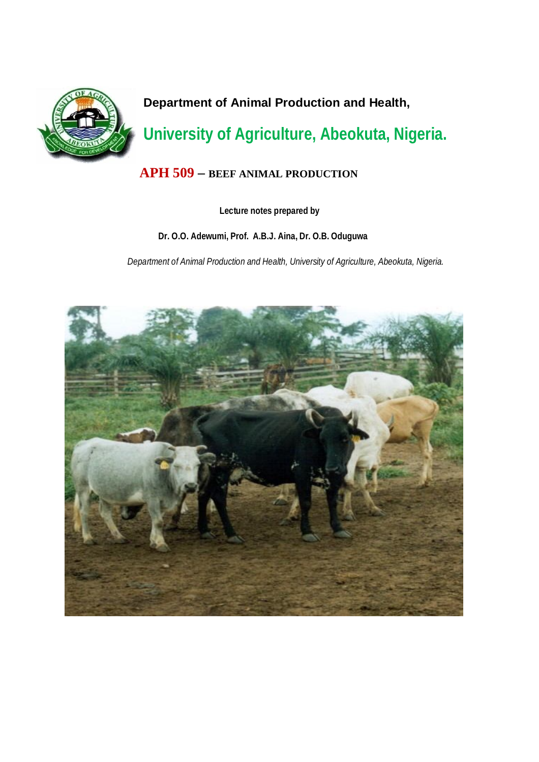**Department of Animal Production and Health,**

# University of Agriculture, Abeokuta, Nigeria.

## APH 509 – BEEF ANIMAL PRODUCTION

**Lecture notes prepared by**

**Dr. O.O. Adewumi, Prof. A.B.J. Aina, Dr. O.B. Oduguwa**

*Department of Animal Production and Health, University of Agriculture, Abeokuta, Nigeria.*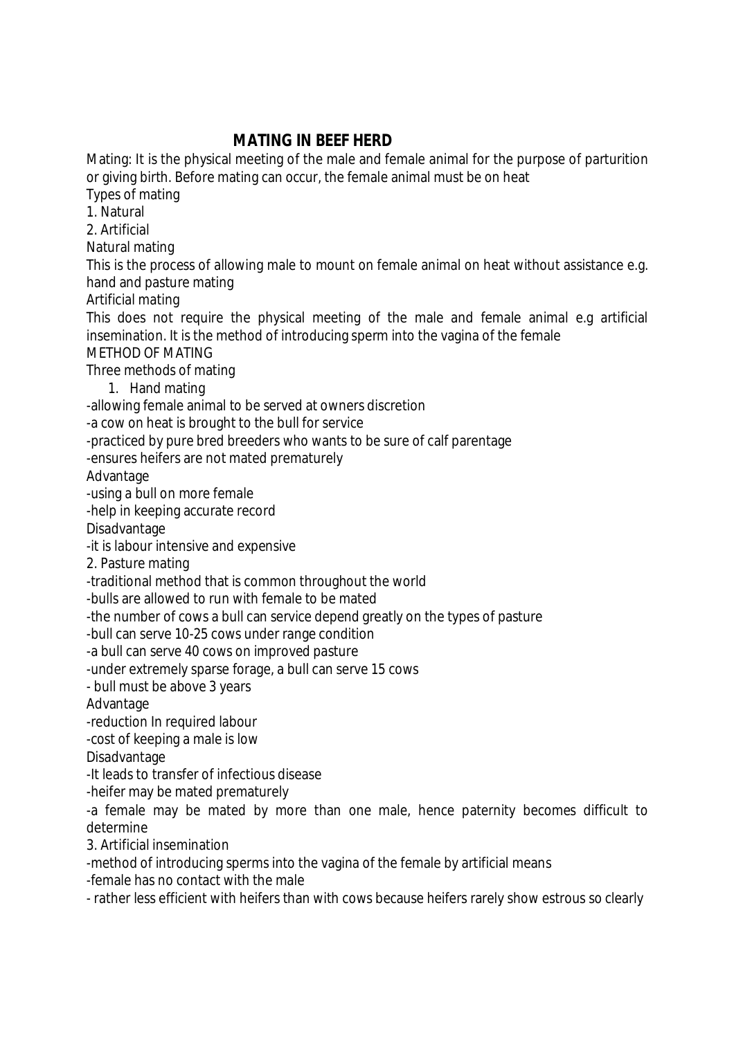# MATING IN BEEF HERD

Mating: It is the physical meeting of the male and female animal for the purpose of parturition or giving birth. Before mating can occur, the female animal must be on heat

Types of mating

1. Natural
2. Artificial

Natural mating

This is the process of allowing male to mount on female animal on heat without assistance e.g. hand and pasture mating

Artificial mating

This does not require the physical meeting of the male and female animal e.g artificial insemination. It is the method of introducing sperm into the vagina of the female

METHOD OF MATING

Three methods of mating

1. Hand mating

-allowing female animal to be served at owners discretion

-a cow on heat is brought to the bull for service

-practiced by pure bred breeders who wants to be sure of calf parentage

-ensures heifers are not mated prematurely

Advantage

-using a bull on more female

-help in keeping accurate record

Disadvantage

-it is labour intensive and expensive

2. Pasture mating

-traditional method that is common throughout the world

-bulls are allowed to run with female to be mated

-the number of cows a bull can service depend greatly on the types of pasture

-bull can serve 10-25 cows under range condition

-a bull can serve 40 cows on improved pasture

-under extremely sparse forage, a bull can serve 15 cows

- bull must be above 3 years

Advantage

-reduction In required labour

-cost of keeping a male is low

Disadvantage

-It leads to transfer of infectious disease

-heifer may be mated prematurely

-a female may be mated by more than one male, hence paternity becomes difficult to determine

3. Artificial insemination

-method of introducing sperms into the vagina of the female by artificial means

-female has no contact with the male

- rather less efficient with heifers than with cows because heifers rarely show estrous so clearly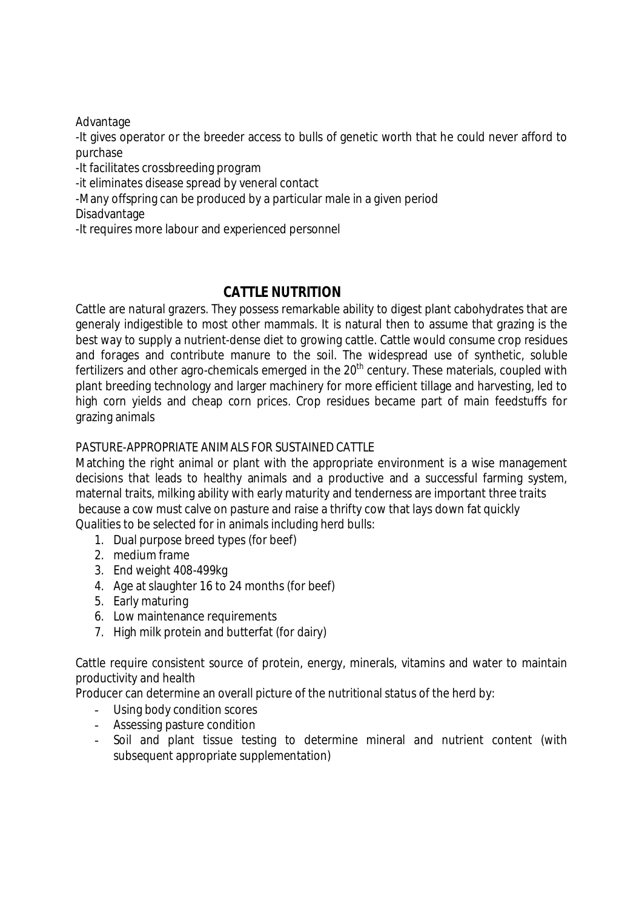Advantage

-It gives operator or the breeder access to bulls of genetic worth that he could never afford to purchase

-It facilitates crossbreeding program

-it eliminates disease spread by veneral contact

-Many offspring can be produced by a particular male in a given period

Disadvantage

-It requires more labour and experienced personnel

## CATTLE NUTRITION

Cattle are natural grazers. They possess remarkable ability to digest plant cabohydrates that are generaly indigestible to most other mammals. It is natural then to assume that grazing is the best way to supply a nutrient-dense diet to growing cattle. Cattle would consume crop residues and forages and contribute manure to the soil. The widespread use of synthetic, soluble fertilizers and other agro-chemicals emerged in the 20th century. These materials, coupled with plant breeding technology and larger machinery for more efficient tillage and harvesting, led to high corn yields and cheap corn prices. Crop residues became part of main feedstuffs for grazing animals

PASTURE-APPROPRIATE ANIMALS FOR SUSTAINED CATTLE

Matching the right animal or plant with the appropriate environment is a wise management decisions that leads to healthy animals and a productive and a successful farming system, maternal traits, milking ability with early maturity and tenderness are important three traits because a cow must calve on pasture and raise a thrifty cow that lays down fat quickly

Qualities to be selected for in animals including herd bulls:

1. Dual purpose breed types (for beef)
2. medium frame
3. End weight 408-499kg
4. Age at slaughter 16 to 24 months (for beef)
5. Early maturing
6. Low maintenance requirements
7. High milk protein and butterfat (for dairy)

Cattle require consistent source of protein, energy, minerals, vitamins and water to maintain productivity and health

Producer can determine an overall picture of the nutritional status of the herd by:

- Using body condition scores
- Assessing pasture condition
- Soil and plant tissue testing to determine mineral and nutrient content (with subsequent appropriate supplementation)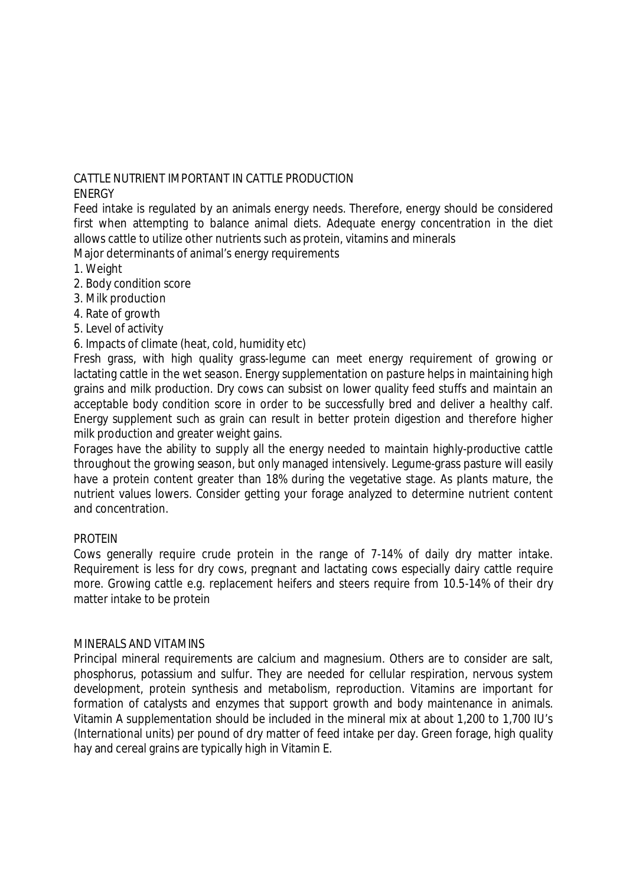## CATTLE NUTRIENT IMPORTANT IN CATTLE PRODUCTION

### ENERGY

Feed intake is regulated by an animals energy needs. Therefore, energy should be considered first when attempting to balance animal diets. Adequate energy concentration in the diet allows cattle to utilize other nutrients such as protein, vitamins and minerals

Major determinants of animal's energy requirements

1. Weight
2. Body condition score
3. Milk production
4. Rate of growth
5. Level of activity
6. Impacts of climate (heat, cold, humidity etc)

Fresh grass, with high quality grass-legume can meet energy requirement of growing or lactating cattle in the wet season. Energy supplementation on pasture helps in maintaining high grains and milk production. Dry cows can subsist on lower quality feed stuffs and maintain an acceptable body condition score in order to be successfully bred and deliver a healthy calf. Energy supplement such as grain can result in better protein digestion and therefore higher milk production and greater weight gains.

Forages have the ability to supply all the energy needed to maintain highly-productive cattle throughout the growing season, but only managed intensively. Legume-grass pasture will easily have a protein content greater than 18% during the vegetative stage. As plants mature, the nutrient values lowers. Consider getting your forage analyzed to determine nutrient content and concentration.

### PROTEIN

Cows generally require crude protein in the range of 7-14% of daily dry matter intake. Requirement is less for dry cows, pregnant and lactating cows especially dairy cattle require more. Growing cattle e.g. replacement heifers and steers require from 10.5-14% of their dry matter intake to be protein

### MINERALS AND VITAMINS

Principal mineral requirements are calcium and magnesium. Others are to consider are salt, phosphorus, potassium and sulfur. They are needed for cellular respiration, nervous system development, protein synthesis and metabolism, reproduction. Vitamins are important for formation of catalysts and enzymes that support growth and body maintenance in animals. Vitamin A supplementation should be included in the mineral mix at about 1,200 to 1,700 IU's (International units) per pound of dry matter of feed intake per day. Green forage, high quality hay and cereal grains are typically high in Vitamin E.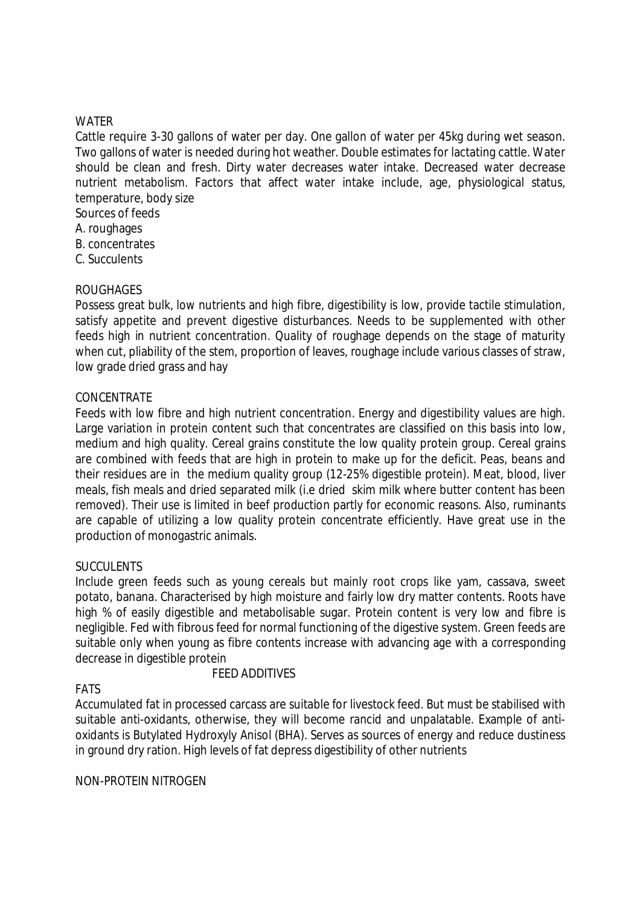## WATER

Cattle require 3-30 gallons of water per day. One gallon of water per 45kg during wet season. Two gallons of water is needed during hot weather. Double estimates for lactating cattle. Water should be clean and fresh. Dirty water decreases water intake. Decreased water decrease nutrient metabolism. Factors that affect water intake include, age, physiological status, temperature, body size

Sources of feeds

A. roughages

B. concentrates

C. Succulents

## ROUGHAGES

Possess great bulk, low nutrients and high fibre, digestibility is low, provide tactile stimulation, satisfy appetite and prevent digestive disturbances. Needs to be supplemented with other feeds high in nutrient concentration. Quality of roughage depends on the stage of maturity when cut, pliability of the stem, proportion of leaves, roughage include various classes of straw, low grade dried grass and hay

## CONCENTRATE

Feeds with low fibre and high nutrient concentration. Energy and digestibility values are high. Large variation in protein content such that concentrates are classified on this basis into low, medium and high quality. Cereal grains constitute the low quality protein group. Cereal grains are combined with feeds that are high in protein to make up for the deficit. Peas, beans and their residues are in the medium quality group (12-25% digestible protein). Meat, blood, liver meals, fish meals and dried separated milk (i.e dried skim milk where butter content has been removed). Their use is limited in beef production partly for economic reasons. Also, ruminants are capable of utilizing a low quality protein concentrate efficiently. Have great use in the production of monogastric animals.

## SUCCULENTS

Include green feeds such as young cereals but mainly root crops like yam, cassava, sweet potato, banana. Characterised by high moisture and fairly low dry matter contents. Roots have high % of easily digestible and metabolisable sugar. Protein content is very low and fibre is negligible. Fed with fibrous feed for normal functioning of the digestive system. Green feeds are suitable only when young as fibre contents increase with advancing age with a corresponding decrease in digestible protein

## FEED ADDITIVES

### FATS

Accumulated fat in processed carcass are suitable for livestock feed. But must be stabilised with suitable anti-oxidants, otherwise, they will become rancid and unpalatable. Example of anti-oxidants is Butylated Hydroxyly Anisol (BHA). Serves as sources of energy and reduce dustiness in ground dry ration. High levels of fat depress digestibility of other nutrients

### NON-PROTEIN NITROGEN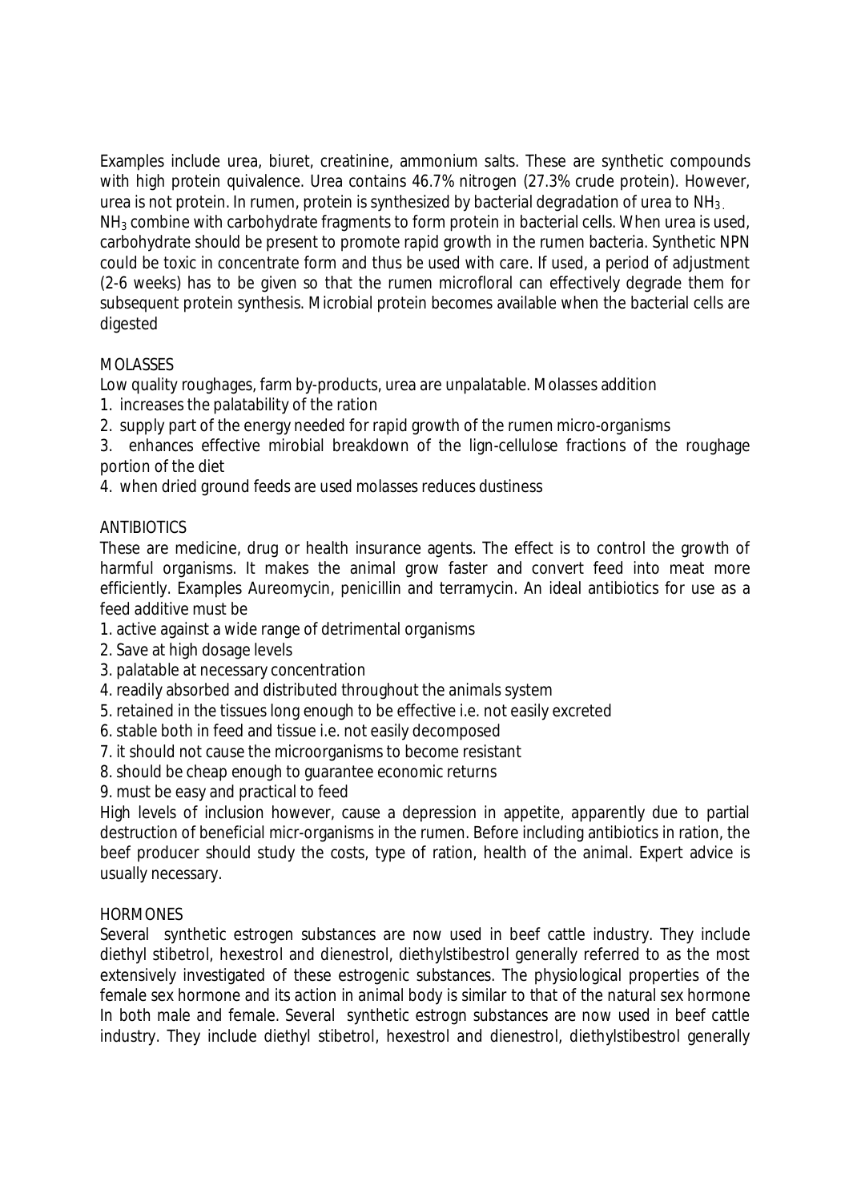Examples include urea, biuret, creatinine, ammonium salts. These are synthetic compounds with high protein quivalence. Urea contains 46.7% nitrogen (27.3% crude protein). However, urea is not protein. In rumen, protein is synthesized by bacterial degradation of urea to $NH_3$. $NH_3$ combine with carbohydrate fragments to form protein in bacterial cells. When urea is used, carbohydrate should be present to promote rapid growth in the rumen bacteria. Synthetic NPN could be toxic in concentrate form and thus be used with care. If used, a period of adjustment (2-6 weeks) has to be given so that the rumen microfloral can effectively degrade them for subsequent protein synthesis. Microbial protein becomes available when the bacterial cells are digested

MOLASSES

Low quality roughages, farm by-products, urea are unpalatable. Molasses addition

1. increases the palatability of the ration
2. supply part of the energy needed for rapid growth of the rumen micro-organisms
3. enhances effective mirobial breakdown of the lign-cellulose fractions of the roughage portion of the diet
4. when dried ground feeds are used molasses reduces dustiness

ANTIBIOTICS

These are medicine, drug or health insurance agents. The effect is to control the growth of harmful organisms. It makes the animal grow faster and convert feed into meat more efficiently. Examples Aureomycin, penicillin and terramycin. An ideal antibiotics for use as a feed additive must be

1. active against a wide range of detrimental organisms
2. Save at high dosage levels
3. palatable at necessary concentration
4. readily absorbed and distributed throughout the animals system
5. retained in the tissues long enough to be effective i.e. not easily excreted
6. stable both in feed and tissue i.e. not easily decomposed
7. it should not cause the microorganisms to become resistant
8. should be cheap enough to guarantee economic returns
9. must be easy and practical to feed

High levels of inclusion however, cause a depression in appetite, apparently due to partial destruction of beneficial micr-organisms in the rumen. Before including antibiotics in ration, the beef producer should study the costs, type of ration, health of the animal. Expert advice is usually necessary.

HORMONES

Several synthetic estrogen substances are now used in beef cattle industry. They include diethyl stibetrol, hexestrol and dienestrol, diethylstibestrol generally referred to as the most extensively investigated of these estrogenic substances. The physiological properties of the female sex hormone and its action in animal body is similar to that of the natural sex hormone In both male and female. Several synthetic estrogn substances are now used in beef cattle industry. They include diethyl stibetrol, hexestrol and dienestrol, diethylstibestrol generally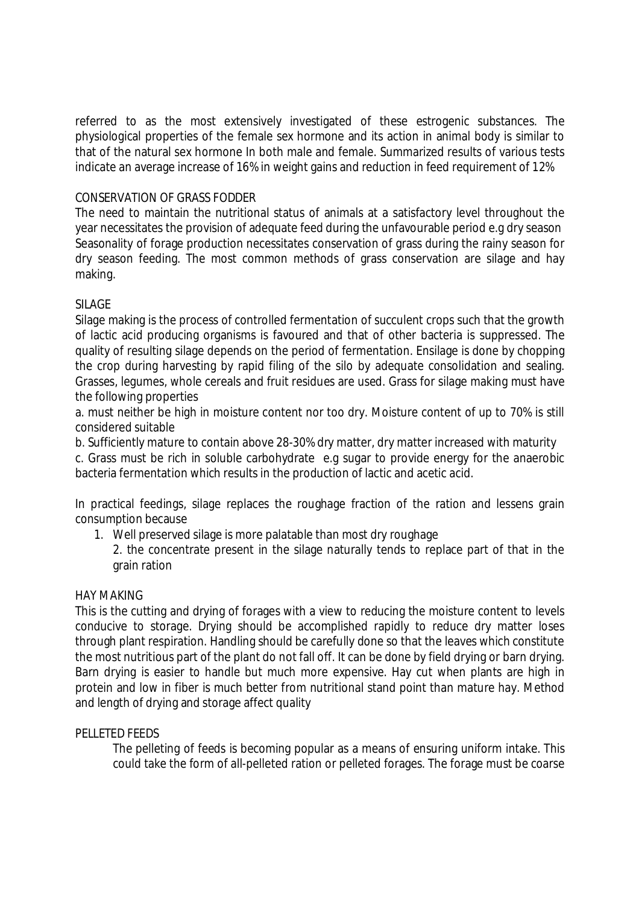referred to as the most extensively investigated of these estrogenic substances. The physiological properties of the female sex hormone and its action in animal body is similar to that of the natural sex hormone In both male and female. Summarized results of various tests indicate an average increase of 16% in weight gains and reduction in feed requirement of 12%

## CONSERVATION OF GRASS FODDER

The need to maintain the nutritional status of animals at a satisfactory level throughout the year necessitates the provision of adequate feed during the unfavourable period e.g dry season Seasonality of forage production necessitates conservation of grass during the rainy season for dry season feeding. The most common methods of grass conservation are silage and hay making.

## SILAGE

Silage making is the process of controlled fermentation of succulent crops such that the growth of lactic acid producing organisms is favoured and that of other bacteria is suppressed. The quality of resulting silage depends on the period of fermentation. Ensilage is done by chopping the crop during harvesting by rapid filing of the silo by adequate consolidation and sealing. Grasses, legumes, whole cereals and fruit residues are used. Grass for silage making must have the following properties

a. must neither be high in moisture content nor too dry. Moisture content of up to 70% is still considered suitable

b. Sufficiently mature to contain above 28-30% dry matter, dry matter increased with maturity

c. Grass must be rich in soluble carbohydrate e.g sugar to provide energy for the anaerobic bacteria fermentation which results in the production of lactic and acetic acid.

In practical feedings, silage replaces the roughage fraction of the ration and lessens grain consumption because

1. Well preserved silage is more palatable than most dry roughage
2. the concentrate present in the silage naturally tends to replace part of that in the grain ration

## HAY MAKING

This is the cutting and drying of forages with a view to reducing the moisture content to levels conducive to storage. Drying should be accomplished rapidly to reduce dry matter loses through plant respiration. Handling should be carefully done so that the leaves which constitute the most nutritious part of the plant do not fall off. It can be done by field drying or barn drying. Barn drying is easier to handle but much more expensive. Hay cut when plants are high in protein and low in fiber is much better from nutritional stand point than mature hay. Method and length of drying and storage affect quality

## PELLETED FEEDS

The pelleting of feeds is becoming popular as a means of ensuring uniform intake. This could take the form of all-pelleted ration or pelleted forages. The forage must be coarse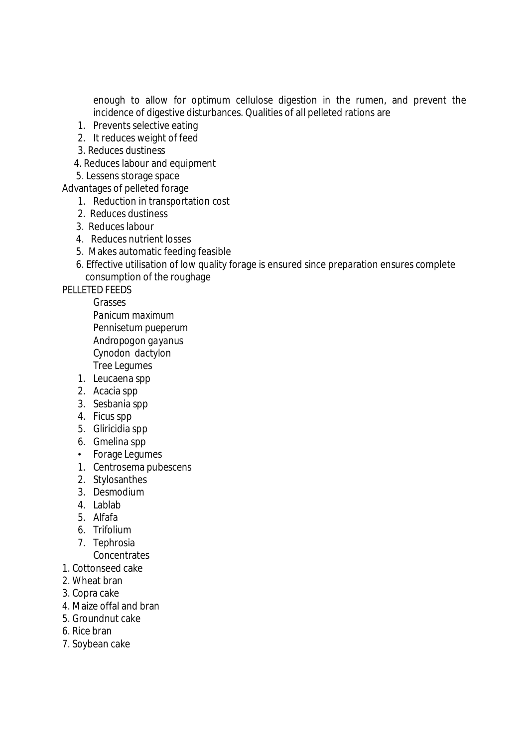enough to allow for optimum cellulose digestion in the rumen, and prevent the incidence of digestive disturbances. Qualities of all pelleted rations are

1. Prevents selective eating
2. It reduces weight of feed
3. Reduces dustiness
4. Reduces labour and equipment
5. Lessens storage space

Advantages of pelleted forage

1. Reduction in transportation cost
2. Reduces dustiness
3. Reduces labour
4. Reduces nutrient losses
5. Makes automatic feeding feasible
6. Effective utilisation of low quality forage is ensured since preparation ensures complete consumption of the roughage

PELLETED FEEDS

Grasses

*Panicum maximum*
*Pennisetum pueperum*
*Andropogon gayanus*
*Cynodon dactylon*

Tree Legumes

1. Leucaena spp
2. Acacia spp
3. Sesbania spp
4. Ficus spp
5. Gliricidia spp
6. Gmelina spp

- Forage Legumes

1. Centrosema pubescens
2. Stylosanthes
3. Desmodium
4. Lablab
5. Alfafa
6. Trifolium
7. Tephrosia

Concentrates

1. Cottonseed cake
2. Wheat bran
3. Copra cake
4. Maize offal and bran
5. Groundnut cake
6. Rice bran
7. Soybean cake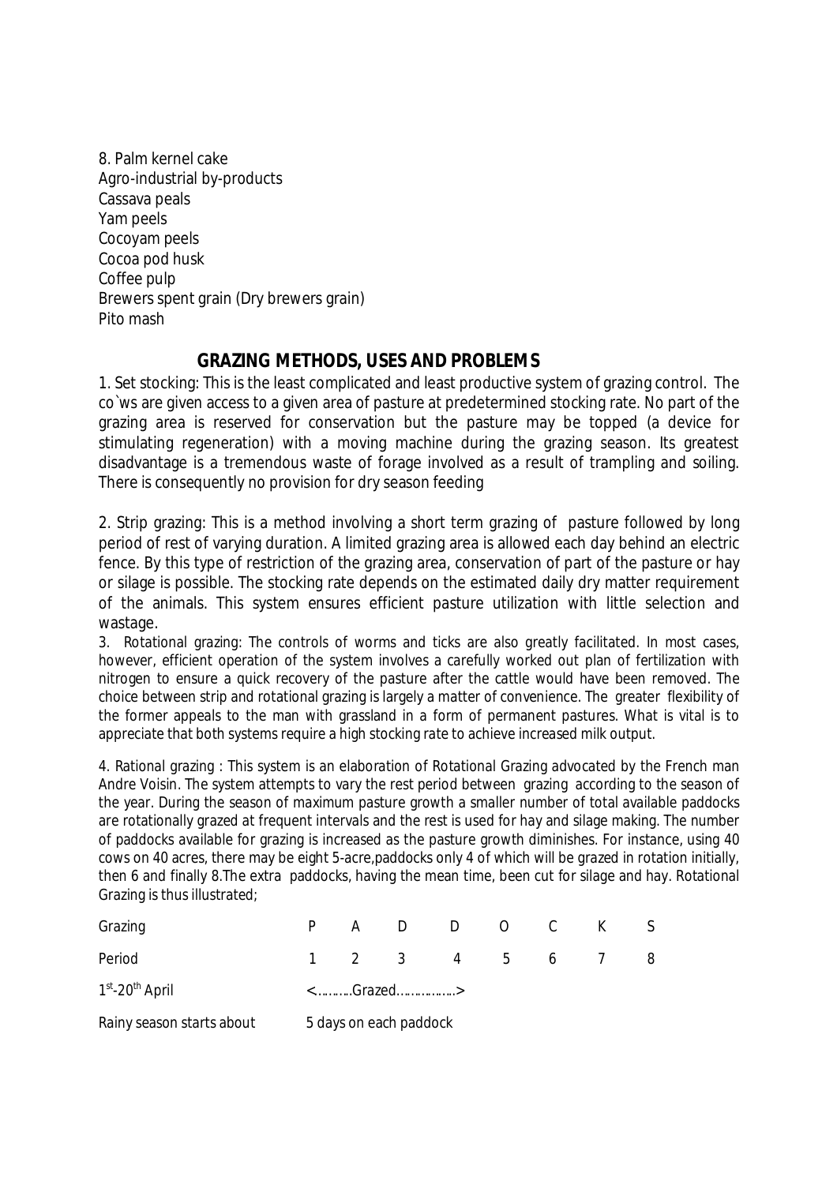8. Palm kernel cake
Agro-industrial by-products
Cassava peals
Yam peels
Cocoyam peels
Cocoa pod husk
Coffee pulp
Brewers spent grain (Dry brewers grain)
Pito mash

## GRAZING METHODS, USES AND PROBLEMS

1. Set stocking: This is the least complicated and least productive system of grazing control. The co`ws are given access to a given area of pasture at predetermined stocking rate. No part of the grazing area is reserved for conservation but the pasture may be topped (a device for stimulating regeneration) with a moving machine during the grazing season. Its greatest disadvantage is a tremendous waste of forage involved as a result of trampling and soiling. There is consequently no provision for dry season feeding

2. Strip grazing: This is a method involving a short term grazing of pasture followed by long period of rest of varying duration. A limited grazing area is allowed each day behind an electric fence. By this type of restriction of the grazing area, conservation of part of the pasture or hay or silage is possible. The stocking rate depends on the estimated daily dry matter requirement of the animals. This system ensures efficient pasture utilization with little selection and wastage.

3. Rotational grazing: The controls of worms and ticks are also greatly facilitated. In most cases, however, efficient operation of the system involves a carefully worked out plan of fertilization with nitrogen to ensure a quick recovery of the pasture after the cattle would have been removed. The choice between strip and rotational grazing is largely a matter of convenience. The greater flexibility of the former appeals to the man with grassland in a form of permanent pastures. What is vital is to appreciate that both systems require a high stocking rate to achieve increased milk output.

4. Rational grazing : This system is an elaboration of Rotational Grazing advocated by the French man Andre Voisin. The system attempts to vary the rest period between grazing according to the season of the year. During the season of maximum pasture growth a smaller number of total available paddocks are rotationally grazed at frequent intervals and the rest is used for hay and silage making. The number of paddocks available for grazing is increased as the pasture growth diminishes. For instance, using 40 cows on 40 acres, there may be eight 5-acre,paddocks only 4 of which will be grazed in rotation initially, then 6 and finally 8.The extra paddocks, having the mean time, been cut for silage and hay. Rotational Grazing is thus illustrated;

| Grazing | P | A | D | D | O | C | K | S |
|---|---|---|---|---|---|---|---|---|
| Period | 1 | 2 | 3 | 4 | 5 | 6 | 7 | 8 |
| 1st-20th April | <……….Grazed……………> | | | | | | | |
| Rainy season starts about | 5 days on each paddock | | | | | | | |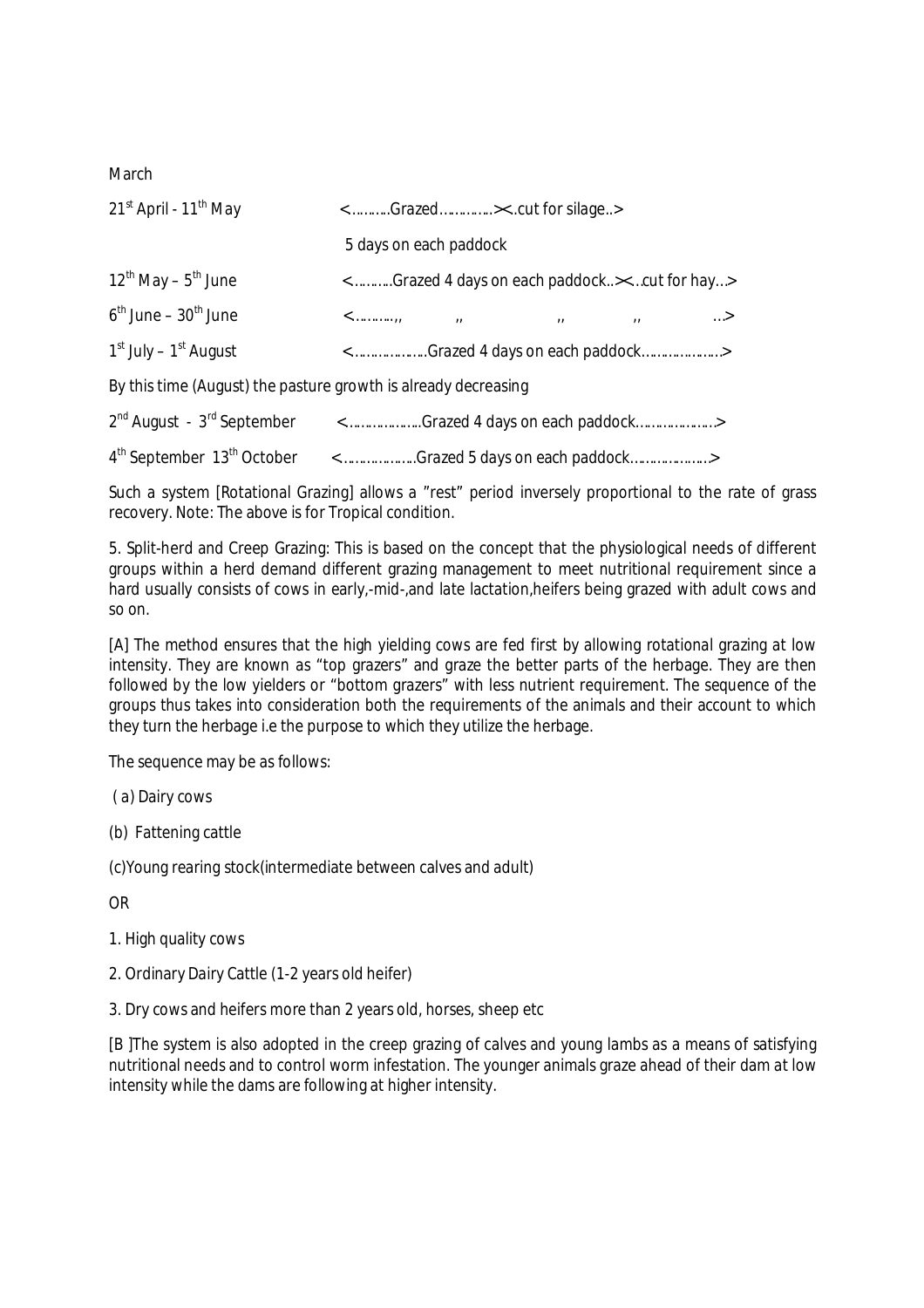March

| | |
|---|---|
| 21st April - 11th May | <……….Grazed………….><.cut for silage..> |
| | 5 days on each paddock |
| 12th May – 5th June | <……….Grazed 4 days on each paddock..><..cut for hay…> |
| 6th June – 30th June | <……….,, ,, ,, ,, ..> |
| 1st July – 1st August | <………………Grazed 4 days on each paddock…………………> |

By this time (August) the pasture growth is already decreasing

| | |
|---|---|
| 2nd August - 3rd September | <………………..Grazed 4 days on each paddock………………..> |
| 4th September 13th October | <………………..Grazed 5 days on each paddock…………………> |

Such a system [Rotational Grazing] allows a "rest" period inversely proportional to the rate of grass recovery. Note: The above is for Tropical condition.

5. Split-herd and Creep Grazing: This is based on the concept that the physiological needs of different groups within a herd demand different grazing management to meet nutritional requirement since a hard usually consists of cows in early,-mid-,and late lactation,heifers being grazed with adult cows and so on.

[A] The method ensures that the high yielding cows are fed first by allowing rotational grazing at low intensity. They are known as "top grazers" and graze the better parts of the herbage. They are then followed by the low yielders or "bottom grazers" with less nutrient requirement. The sequence of the groups thus takes into consideration both the requirements of the animals and their account to which they turn the herbage i.e the purpose to which they utilize the herbage.

The sequence may be as follows:

(a) Dairy cows

(b) Fattening cattle

(c)Young rearing stock(intermediate between calves and adult)

OR

1. High quality cows
2. Ordinary Dairy Cattle (1-2 years old heifer)
3. Dry cows and heifers more than 2 years old, horses, sheep etc

[B ]The system is also adopted in the creep grazing of calves and young lambs as a means of satisfying nutritional needs and to control worm infestation. The younger animals graze ahead of their dam at low intensity while the dams are following at higher intensity.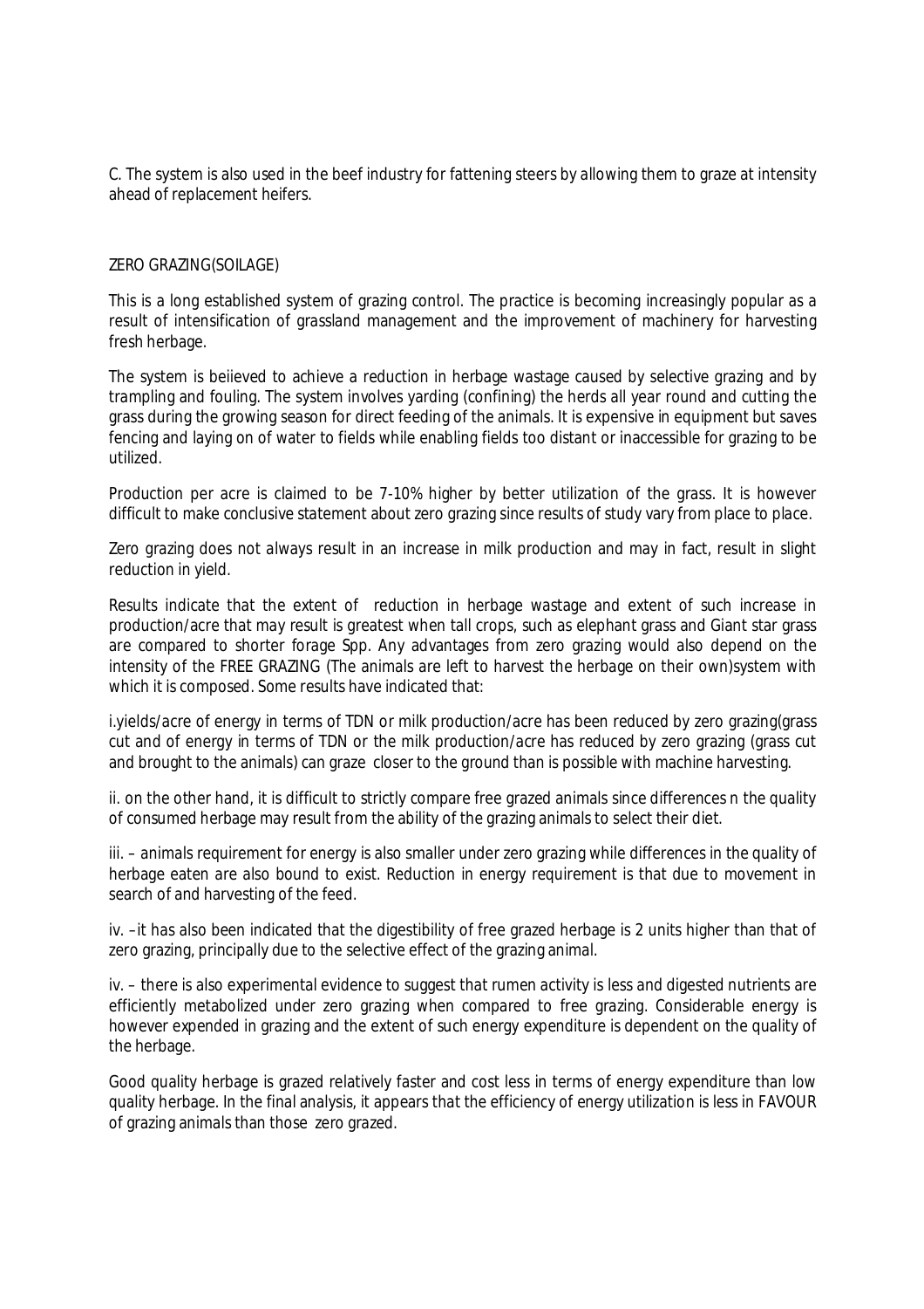C. The system is also used in the beef industry for fattening steers by allowing them to graze at intensity ahead of replacement heifers.

## ZERO GRAZING(SOILAGE)

This is a long established system of grazing control. The practice is becoming increasingly popular as a result of intensification of grassland management and the improvement of machinery for harvesting fresh herbage.

The system is beiieved to achieve a reduction in herbage wastage caused by selective grazing and by trampling and fouling. The system involves yarding (confining) the herds all year round and cutting the grass during the growing season for direct feeding of the animals. It is expensive in equipment but saves fencing and laying on of water to fields while enabling fields too distant or inaccessible for grazing to be utilized.

Production per acre is claimed to be 7-10% higher by better utilization of the grass. It is however difficult to make conclusive statement about zero grazing since results of study vary from place to place.

Zero grazing does not always result in an increase in milk production and may in fact, result in slight reduction in yield.

Results indicate that the extent of reduction in herbage wastage and extent of such increase in production/acre that may result is greatest when tall crops, such as elephant grass and Giant star grass are compared to shorter forage Spp. Any advantages from zero grazing would also depend on the intensity of the FREE GRAZING (The animals are left to harvest the herbage on their own)system with which it is composed. Some results have indicated that:

i.yields/acre of energy in terms of TDN or milk production/acre has been reduced by zero grazing(grass cut and of energy in terms of TDN or the milk production/acre has reduced by zero grazing (grass cut and brought to the animals) can graze closer to the ground than is possible with machine harvesting.

ii. on the other hand, it is difficult to strictly compare free grazed animals since differences n the quality of consumed herbage may result from the ability of the grazing animals to select their diet.

iii. – animals requirement for energy is also smaller under zero grazing while differences in the quality of herbage eaten are also bound to exist. Reduction in energy requirement is that due to movement in search of and harvesting of the feed.

iv. –it has also been indicated that the digestibility of free grazed herbage is 2 units higher than that of zero grazing, principally due to the selective effect of the grazing animal.

iv. – there is also experimental evidence to suggest that rumen activity is less and digested nutrients are efficiently metabolized under zero grazing when compared to free grazing. Considerable energy is however expended in grazing and the extent of such energy expenditure is dependent on the quality of the herbage.

Good quality herbage is grazed relatively faster and cost less in terms of energy expenditure than low quality herbage. In the final analysis, it appears that the efficiency of energy utilization is less in FAVOUR of grazing animals than those zero grazed.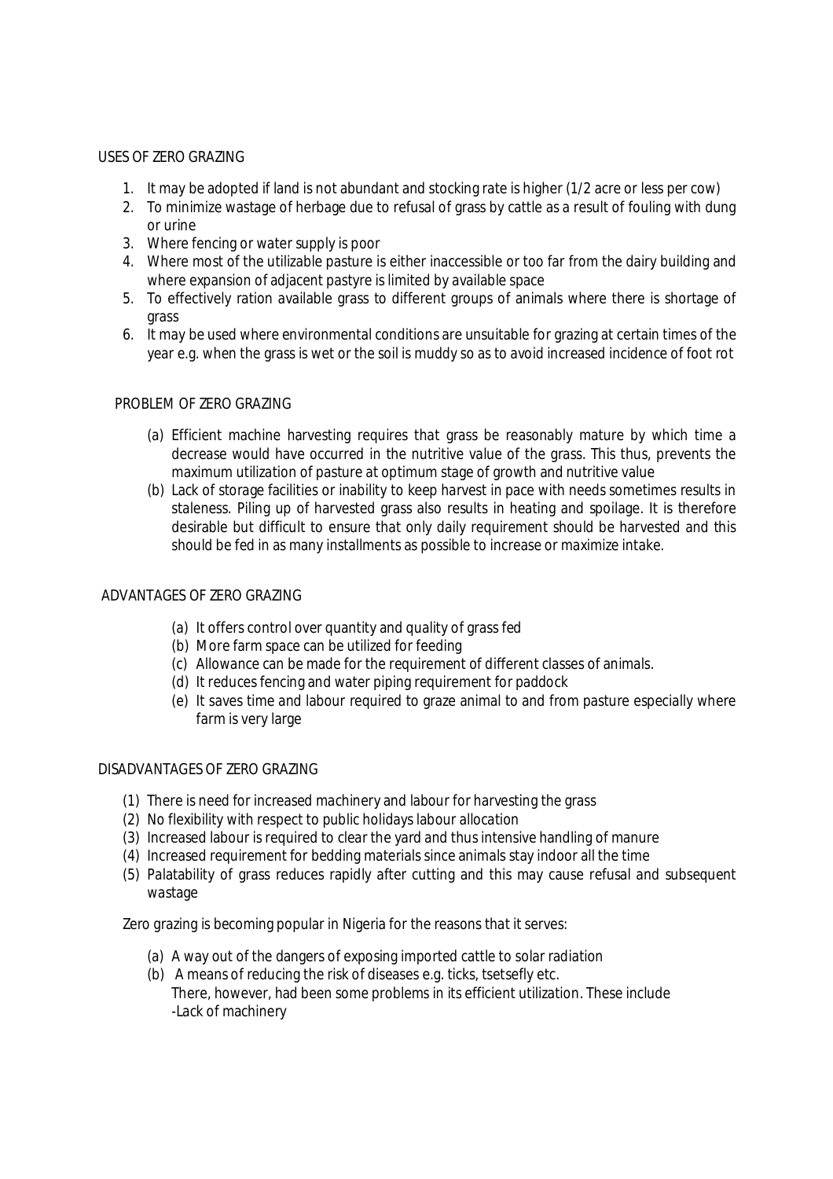## USES OF ZERO GRAZING

1. It may be adopted if land is not abundant and stocking rate is higher (1/2 acre or less per cow)
2. To minimize wastage of herbage due to refusal of grass by cattle as a result of fouling with dung or urine
3. Where fencing or water supply is poor
4. Where most of the utilizable pasture is either inaccessible or too far from the dairy building and where expansion of adjacent pastyre is limited by available space
5. To effectively ration available grass to different groups of animals where there is shortage of grass
6. It may be used where environmental conditions are unsuitable for grazing at certain times of the year e.g. when the grass is wet or the soil is muddy so as to avoid increased incidence of foot rot

## PROBLEM OF ZERO GRAZING

(a) Efficient machine harvesting requires that grass be reasonably mature by which time a decrease would have occurred in the nutritive value of the grass. This thus, prevents the maximum utilization of pasture at optimum stage of growth and nutritive value

(b) Lack of storage facilities or inability to keep harvest in pace with needs sometimes results in staleness. Piling up of harvested grass also results in heating and spoilage. It is therefore desirable but difficult to ensure that only daily requirement should be harvested and this should be fed in as many installments as possible to increase or maximize intake.

## ADVANTAGES OF ZERO GRAZING

(a) It offers control over quantity and quality of grass fed

(b) More farm space can be utilized for feeding

(c) Allowance can be made for the requirement of different classes of animals.

(d) It reduces fencing and water piping requirement for paddock

(e) It saves time and labour required to graze animal to and from pasture especially where farm is very large

## DISADVANTAGES OF ZERO GRAZING

(1) There is need for increased machinery and labour for harvesting the grass

(2) No flexibility with respect to public holidays labour allocation

(3) Increased labour is required to clear the yard and thus intensive handling of manure

(4) Increased requirement for bedding materials since animals stay indoor all the time

(5) Palatability of grass reduces rapidly after cutting and this may cause refusal and subsequent wastage

Zero grazing is becoming popular in Nigeria for the reasons that it serves:

(a) A way out of the dangers of exposing imported cattle to solar radiation

(b) A means of reducing the risk of diseases e.g. ticks, tsetsefly etc.
There, however, had been some problems in its efficient utilization. These include
-Lack of machinery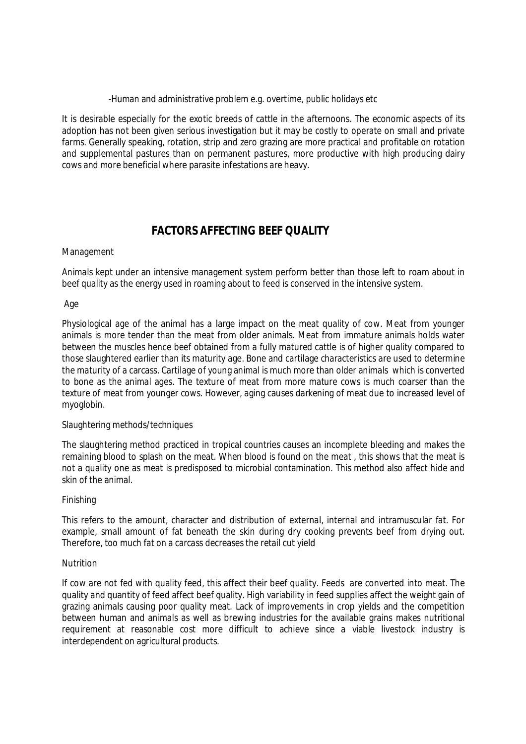-Human and administrative problem e.g. overtime, public holidays etc

It is desirable especially for the exotic breeds of cattle in the afternoons. The economic aspects of its adoption has not been given serious investigation but it may be costly to operate on small and private farms. Generally speaking, rotation, strip and zero grazing are more practical and profitable on rotation and supplemental pastures than on permanent pastures, more productive with high producing dairy cows and more beneficial where parasite infestations are heavy.

## FACTORS AFFECTING BEEF QUALITY

Management

Animals kept under an intensive management system perform better than those left to roam about in beef quality as the energy used in roaming about to feed is conserved in the intensive system.

Age

Physiological age of the animal has a large impact on the meat quality of cow. Meat from younger animals is more tender than the meat from older animals. Meat from immature animals holds water between the muscles hence beef obtained from a fully matured cattle is of higher quality compared to those slaughtered earlier than its maturity age. Bone and cartilage characteristics are used to determine the maturity of a carcass. Cartilage of young animal is much more than older animals which is converted to bone as the animal ages. The texture of meat from more mature cows is much coarser than the texture of meat from younger cows. However, aging causes darkening of meat due to increased level of myoglobin.

Slaughtering methods/techniques

The slaughtering method practiced in tropical countries causes an incomplete bleeding and makes the remaining blood to splash on the meat. When blood is found on the meat , this shows that the meat is not a quality one as meat is predisposed to microbial contamination. This method also affect hide and skin of the animal.

Finishing

This refers to the amount, character and distribution of external, internal and intramuscular fat. For example, small amount of fat beneath the skin during dry cooking prevents beef from drying out. Therefore, too much fat on a carcass decreases the retail cut yield

Nutrition

If cow are not fed with quality feed, this affect their beef quality. Feeds are converted into meat. The quality and quantity of feed affect beef quality. High variability in feed supplies affect the weight gain of grazing animals causing poor quality meat. Lack of improvements in crop yields and the competition between human and animals as well as brewing industries for the available grains makes nutritional requirement at reasonable cost more difficult to achieve since a viable livestock industry is interdependent on agricultural products.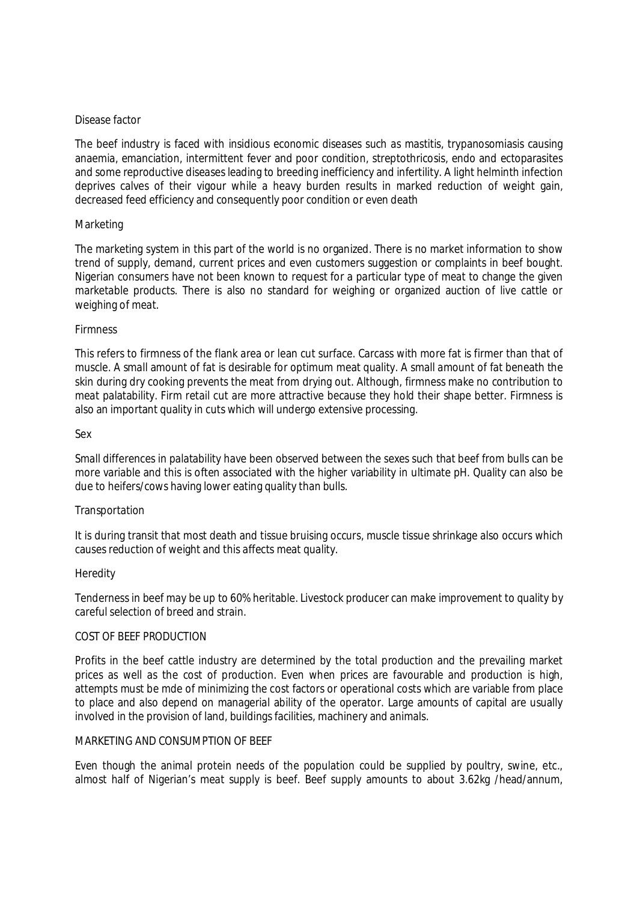Disease factor

The beef industry is faced with insidious economic diseases such as mastitis, trypanosomiasis causing anaemia, emanciation, intermittent fever and poor condition, streptothricosis, endo and ectoparasites and some reproductive diseases leading to breeding inefficiency and infertility. A light helminth infection deprives calves of their vigour while a heavy burden results in marked reduction of weight gain, decreased feed efficiency and consequently poor condition or even death

Marketing

The marketing system in this part of the world is no organized. There is no market information to show trend of supply, demand, current prices and even customers suggestion or complaints in beef bought. Nigerian consumers have not been known to request for a particular type of meat to change the given marketable products. There is also no standard for weighing or organized auction of live cattle or weighing of meat.

Firmness

This refers to firmness of the flank area or lean cut surface. Carcass with more fat is firmer than that of muscle. A small amount of fat is desirable for optimum meat quality. A small amount of fat beneath the skin during dry cooking prevents the meat from drying out. Although, firmness make no contribution to meat palatability. Firm retail cut are more attractive because they hold their shape better. Firmness is also an important quality in cuts which will undergo extensive processing.

Sex

Small differences in palatability have been observed between the sexes such that beef from bulls can be more variable and this is often associated with the higher variability in ultimate pH. Quality can also be due to heifers/cows having lower eating quality than bulls.

Transportation

It is during transit that most death and tissue bruising occurs, muscle tissue shrinkage also occurs which causes reduction of weight and this affects meat quality.

Heredity

Tenderness in beef may be up to 60% heritable. Livestock producer can make improvement to quality by careful selection of breed and strain.

COST OF BEEF PRODUCTION

Profits in the beef cattle industry are determined by the total production and the prevailing market prices as well as the cost of production. Even when prices are favourable and production is high, attempts must be mde of minimizing the cost factors or operational costs which are variable from place to place and also depend on managerial ability of the operator. Large amounts of capital are usually involved in the provision of land, buildings facilities, machinery and animals.

MARKETING AND CONSUMPTION OF BEEF

Even though the animal protein needs of the population could be supplied by poultry, swine, etc., almost half of Nigerian's meat supply is beef. Beef supply amounts to about 3.62kg /head/annum,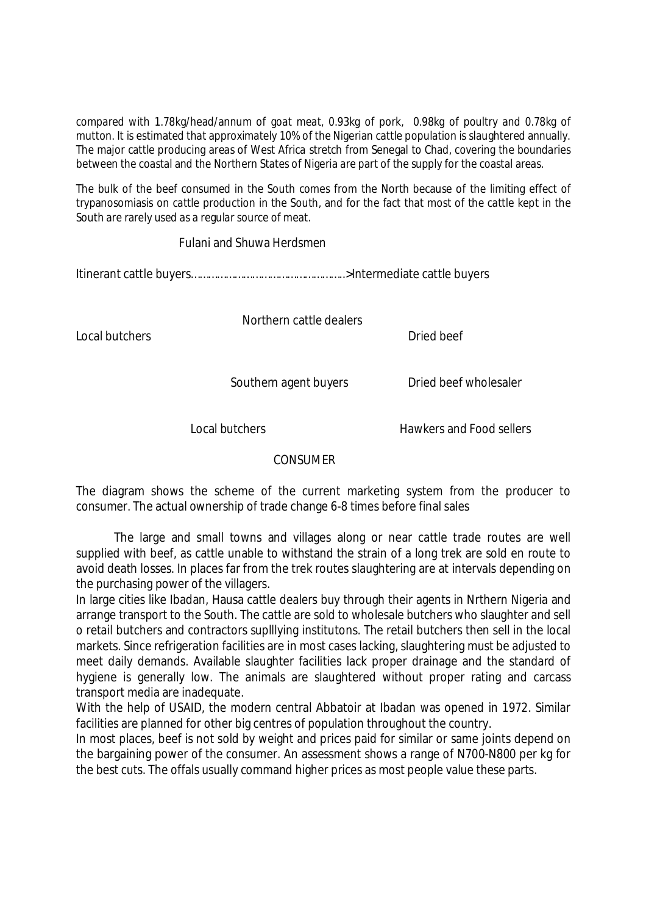compared with 1.78kg/head/annum of goat meat, 0.93kg of pork, 0.98kg of poultry and 0.78kg of mutton. It is estimated that approximately 10% of the Nigerian cattle population is slaughtered annually. The major cattle producing areas of West Africa stretch from Senegal to Chad, covering the boundaries between the coastal and the Northern States of Nigeria are part of the supply for the coastal areas.

The bulk of the beef consumed in the South comes from the North because of the limiting effect of trypanosomiasis on cattle production in the South, and for the fact that most of the cattle kept in the South are rarely used as a regular source of meat.

Fulani and Shuwa Herdsmen

Itinerant cattle buyers……………………………………………>Intermediate cattle buyers

Northern cattle dealers

Local butchers

Dried beef

Southern agent buyers

Dried beef wholesaler

Local butchers

Hawkers and Food sellers

CONSUMER

The diagram shows the scheme of the current marketing system from the producer to consumer. The actual ownership of trade change 6-8 times before final sales

The large and small towns and villages along or near cattle trade routes are well supplied with beef, as cattle unable to withstand the strain of a long trek are sold en route to avoid death losses. In places far from the trek routes slaughtering are at intervals depending on the purchasing power of the villagers.

In large cities like Ibadan, Hausa cattle dealers buy through their agents in Nrthern Nigeria and arrange transport to the South. The cattle are sold to wholesale butchers who slaughter and sell o retail butchers and contractors suplllying institutons. The retail butchers then sell in the local markets. Since refrigeration facilities are in most cases lacking, slaughtering must be adjusted to meet daily demands. Available slaughter facilities lack proper drainage and the standard of hygiene is generally low. The animals are slaughtered without proper rating and carcass transport media are inadequate.

With the help of USAID, the modern central Abbatoir at Ibadan was opened in 1972. Similar facilities are planned for other big centres of population throughout the country.

In most places, beef is not sold by weight and prices paid for similar or same joints depend on the bargaining power of the consumer. An assessment shows a range of N700-N800 per kg for the best cuts. The offals usually command higher prices as most people value these parts.